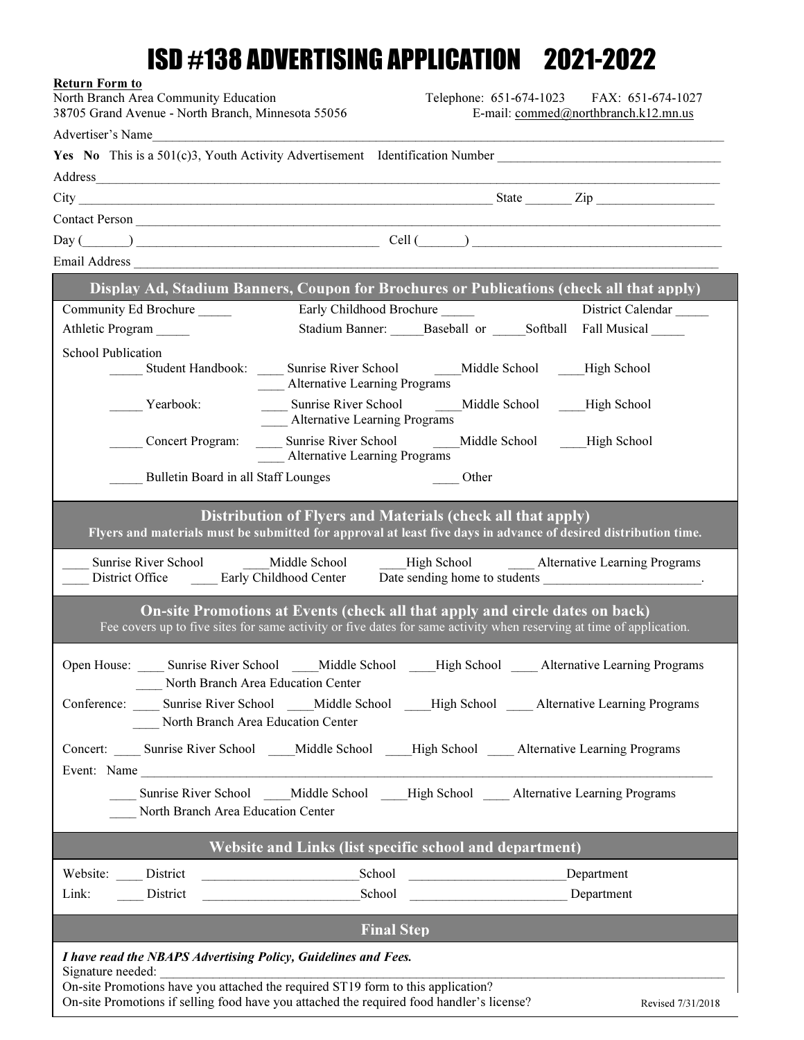# ISD #138 ADVERTISING APPLICATION 2021-2022

**Return Form to**

North Branch Area Community Education
38705 Grand Avenue - North Branch, Minnesota 55056

Telephone: 651-674-1023 FAX: 651-674-1027
E-mail: commed@northbranch.k12.mn.us

Advertiser's Name_______________________________________________

**Yes No** This is a 501(c)3, Youth Activity Advertisement Identification Number ____________________

Address_______________________________________________

City ________________________________ State _______ Zip ______________

Contact Person _______________________________________________

Day (_______) ______________________ Cell (_______) ______________________

Email Address _______________________________________________

## Display Ad, Stadium Banners, Coupon for Brochures or Publications (check all that apply)

Community Ed Brochure _____ Early Childhood Brochure _____ District Calendar _____

Athletic Program _____ Stadium Banner: _____Baseball or _____Softball Fall Musical _____

School Publication

- _____ Student Handbook: ____ Sunrise River School ____Middle School ____High School ____ Alternative Learning Programs
- _____ Yearbook: ____ Sunrise River School ____Middle School ____High School ____ Alternative Learning Programs
- _____ Concert Program: ____ Sunrise River School ____Middle School ____High School ____ Alternative Learning Programs
- _____ Bulletin Board in all Staff Lounges ____ Other

## Distribution of Flyers and Materials (check all that apply)

**Flyers and materials must be submitted for approval at least five days in advance of desired distribution time.**

____ Sunrise River School ____Middle School ____High School ____ Alternative Learning Programs
____ District Office ____ Early Childhood Center Date sending home to students ______________________.

## On-site Promotions at Events (check all that apply and circle dates on back)

Fee covers up to five sites for same activity or five dates for same activity when reserving at time of application.

Open House: ____ Sunrise River School ____Middle School ____High School ____ Alternative Learning Programs ____ North Branch Area Education Center

Conference: ____ Sunrise River School ____Middle School ____High School ____ Alternative Learning Programs ____ North Branch Area Education Center

Concert: ____ Sunrise River School ____Middle School ____High School ____ Alternative Learning Programs

Event: Name _______________________________________________

____ Sunrise River School ____Middle School ____High School ____ Alternative Learning Programs ____ North Branch Area Education Center

## Website and Links (list specific school and department)

Website: ____ District ______________________School ______________________Department

Link: ____ District ______________________School ______________________ Department

## Final Step

***I have read the NBAPS Advertising Policy, Guidelines and Fees.***

Signature needed: _______________________________________________

On-site Promotions have you attached the required ST19 form to this application?

On-site Promotions if selling food have you attached the required food handler's license?

Revised 7/31/2018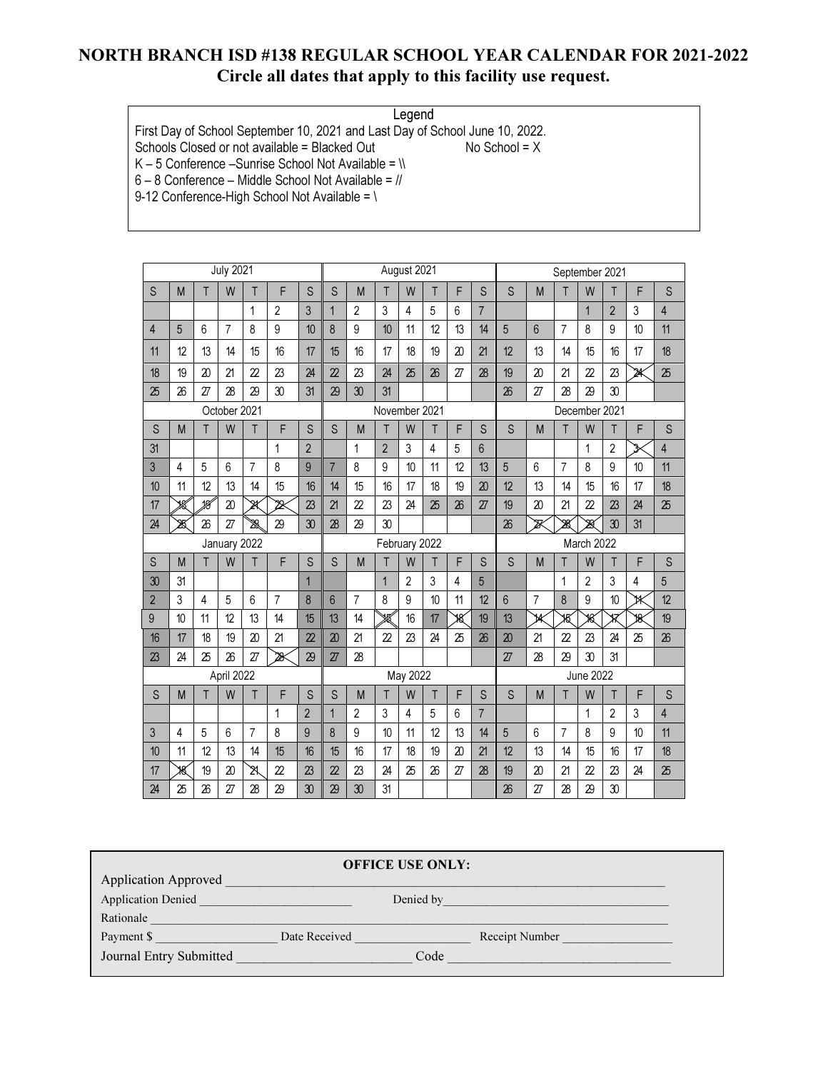# NORTH BRANCH ISD #138 REGULAR SCHOOL YEAR CALENDAR FOR 2021-2022

**Circle all dates that apply to this facility use request.**

Legend

First Day of School September 10, 2021 and Last Day of School June 10, 2022.

Schools Closed or not available = Blacked Out No School = X

K – 5 Conference –Sunrise School Not Available = \\

6 – 8 Conference – Middle School Not Available = //

9-12 Conference-High School Not Available = \

**July 2021**

| S | M | T | W | T | F | S |
|---|---|---|---|---|---|---|
| | | | | 1 | 2 | 3 |
| 4 | 5 | 6 | 7 | 8 | 9 | 10 |
| 11 | 12 | 13 | 14 | 15 | 16 | 17 |
| 18 | 19 | 20 | 21 | 22 | 23 | 24 |
| 25 | 26 | 27 | 28 | 29 | 30 | 31 |

**August 2021**

| S | M | T | W | T | F | S |
|---|---|---|---|---|---|---|
| 1 | 2 | 3 | 4 | 5 | 6 | 7 |
| 8 | 9 | 10 | 11 | 12 | 13 | 14 |
| 15 | 16 | 17 | 18 | 19 | 20 | 21 |
| 22 | 23 | 24 | 25 | 26 | 27 | 28 |
| 29 | 30 | 31 | | | | |

**September 2021**

| S | M | T | W | T | F | S |
|---|---|---|---|---|---|---|
| | | | 1 | 2 | 3 | 4 |
| 5 | 6 | 7 | 8 | 9 | 10 | 11 |
| 12 | 13 | 14 | 15 | 16 | 17 | 18 |
| 19 | 20 | 21 | 22 | 23 | 24 (X) | 25 |
| 26 | 27 | 28 | 29 | 30 | | |

**October 2021**

| S | M | T | W | T | F | S |
|---|---|---|---|---|---|---|
| 31 | | | | | 1 | 2 |
| 3 | 4 | 5 | 6 | 7 | 8 | 9 |
| 10 | 11 | 12 | 13 | 14 | 15 | 16 |
| 17 | 18 (X) | 19 (X) | 20 | 21 (X) | 22 (X) | 23 |
| 24 | 25 (X) | 26 | 27 | 28 (X) | 29 | 30 |

**November 2021**

| S | M | T | W | T | F | S |
|---|---|---|---|---|---|---|
| | 1 | 2 | 3 | 4 | 5 | 6 |
| 7 | 8 | 9 | 10 | 11 | 12 | 13 |
| 14 | 15 | 16 | 17 | 18 | 19 | 20 |
| 21 | 22 | 23 | 24 | 25 | 26 | 27 |
| 28 | 29 | 30 | | | | |

**December 2021**

| S | M | T | W | T | F | S |
|---|---|---|---|---|---|---|
| | | | 1 | 2 | 3 (X) | 4 |
| 5 | 6 | 7 | 8 | 9 | 10 | 11 |
| 12 | 13 | 14 | 15 | 16 | 17 | 18 |
| 19 | 20 | 21 | 22 | 23 | 24 | 25 |
| 26 | 27 (X) | 28 (X) | 29 (X) | 30 | 31 | |

**January 2022**

| S | M | T | W | T | F | S |
|---|---|---|---|---|---|---|
| 30 | 31 | | | | | 1 |
| 2 | 3 | 4 | 5 | 6 | 7 | 8 |
| 9 | 10 | 11 | 12 | 13 | 14 | 15 |
| 16 | 17 | 18 | 19 | 20 | 21 | 22 |
| 23 | 24 | 25 | 26 | 27 | 28 (X) | 29 |

**February 2022**

| S | M | T | W | T | F | S |
|---|---|---|---|---|---|---|
| | | 1 | 2 | 3 | 4 | 5 |
| 6 | 7 | 8 | 9 | 10 | 11 | 12 |
| 13 | 14 | 15 (X) | 16 | 17 | 18 (X) | 19 |
| 20 | 21 | 22 | 23 | 24 | 25 | 26 |
| 27 | 28 | | | | | |

**March 2022**

| S | M | T | W | T | F | S |
|---|---|---|---|---|---|---|
| | | 1 | 2 | 3 | 4 | 5 |
| 6 | 7 | 8 | 9 | 10 | 11 (X) | 12 |
| 13 | 14 (X) | 15 (X) | 16 (X) | 17 (X) | 18 (X) | 19 |
| 20 | 21 | 22 | 23 | 24 | 25 | 26 |
| 27 | 28 | 29 | 30 | 31 | | |

**April 2022**

| S | M | T | W | T | F | S |
|---|---|---|---|---|---|---|
| | | | | | 1 | 2 |
| 3 | 4 | 5 | 6 | 7 | 8 | 9 |
| 10 | 11 | 12 | 13 | 14 | 15 | 16 |
| 17 | 18 (X) | 19 | 20 | 21 (X) | 22 | 23 |
| 24 | 25 | 26 | 27 | 28 | 29 | 30 |

**May 2022**

| S | M | T | W | T | F | S |
|---|---|---|---|---|---|---|
| 1 | 2 | 3 | 4 | 5 | 6 | 7 |
| 8 | 9 | 10 | 11 | 12 | 13 | 14 |
| 15 | 16 | 17 | 18 | 19 | 20 | 21 |
| 22 | 23 | 24 | 25 | 26 | 27 | 28 |
| 29 | 30 | 31 | | | | |

**June 2022**

| S | M | T | W | T | F | S |
|---|---|---|---|---|---|---|
| | | | 1 | 2 | 3 | 4 |
| 5 | 6 | 7 | 8 | 9 | 10 | 11 |
| 12 | 13 | 14 | 15 | 16 | 17 | 18 |
| 19 | 20 | 21 | 22 | 23 | 24 | 25 |
| 26 | 27 | 28 | 29 | 30 | | |

**OFFICE USE ONLY:**

Application Approved ______________________________

Application Denied ____________________ Denied by ______________________________

Rationale ______________________________

Payment $ ________________ Date Received ________________ Receipt Number ________________

Journal Entry Submitted ________________________ Code ______________________________